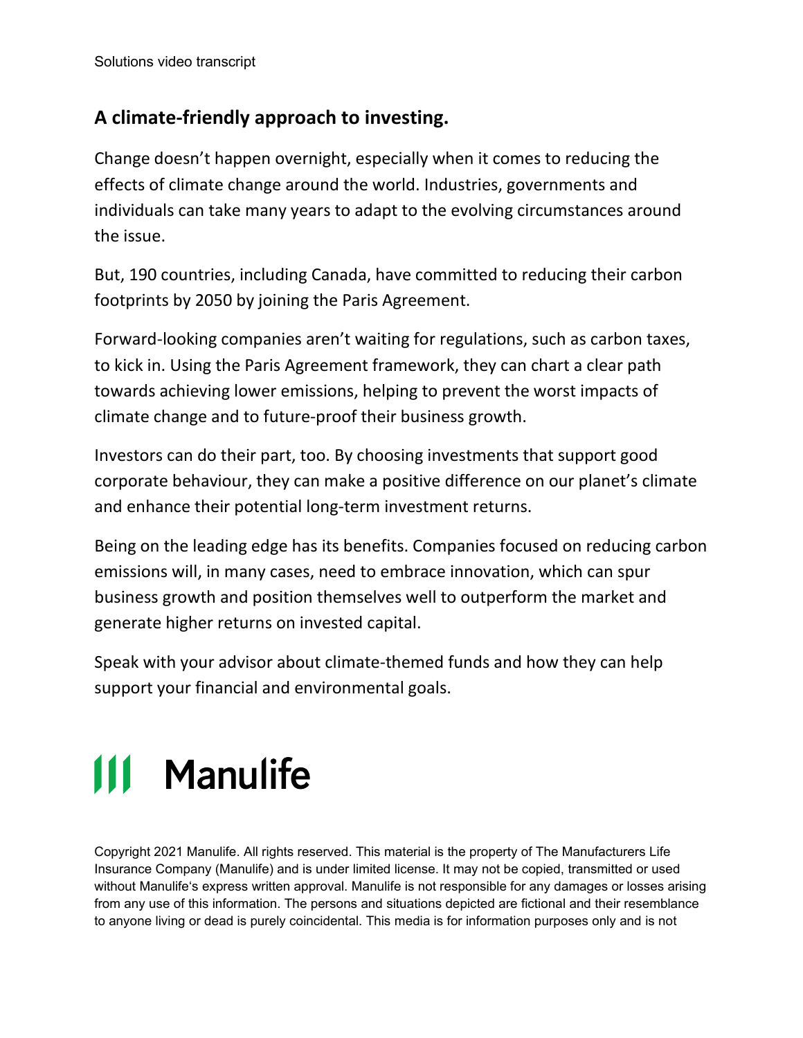Solutions video transcript

## A climate-friendly approach to investing.

Change doesn't happen overnight, especially when it comes to reducing the effects of climate change around the world. Industries, governments and individuals can take many years to adapt to the evolving circumstances around the issue.

But, 190 countries, including Canada, have committed to reducing their carbon footprints by 2050 by joining the Paris Agreement.

Forward-looking companies aren't waiting for regulations, such as carbon taxes, to kick in. Using the Paris Agreement framework, they can chart a clear path towards achieving lower emissions, helping to prevent the worst impacts of climate change and to future-proof their business growth.

Investors can do their part, too. By choosing investments that support good corporate behaviour, they can make a positive difference on our planet's climate and enhance their potential long-term investment returns.

Being on the leading edge has its benefits. Companies focused on reducing carbon emissions will, in many cases, need to embrace innovation, which can spur business growth and position themselves well to outperform the market and generate higher returns on invested capital.

Speak with your advisor about climate-themed funds and how they can help support your financial and environmental goals.

Manulife

Copyright 2021 Manulife. All rights reserved. This material is the property of The Manufacturers Life Insurance Company (Manulife) and is under limited license. It may not be copied, transmitted or used without Manulife's express written approval. Manulife is not responsible for any damages or losses arising from any use of this information. The persons and situations depicted are fictional and their resemblance to anyone living or dead is purely coincidental. This media is for information purposes only and is not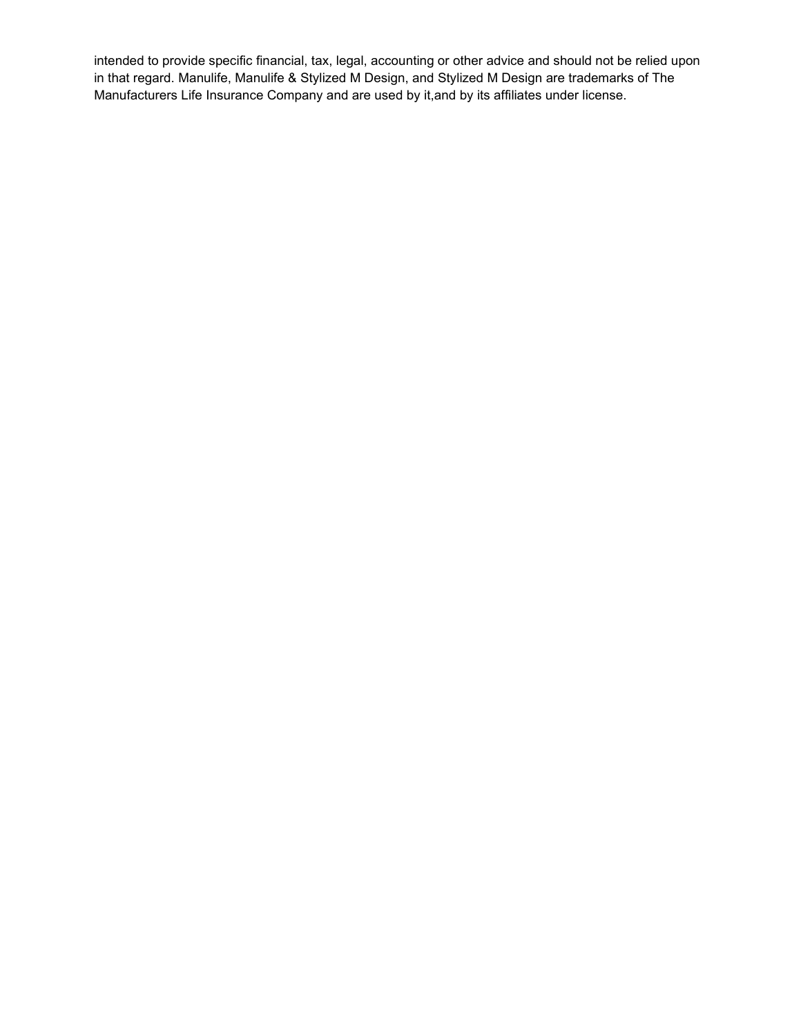intended to provide specific financial, tax, legal, accounting or other advice and should not be relied upon in that regard. Manulife, Manulife & Stylized M Design, and Stylized M Design are trademarks of The Manufacturers Life Insurance Company and are used by it,and by its affiliates under license.